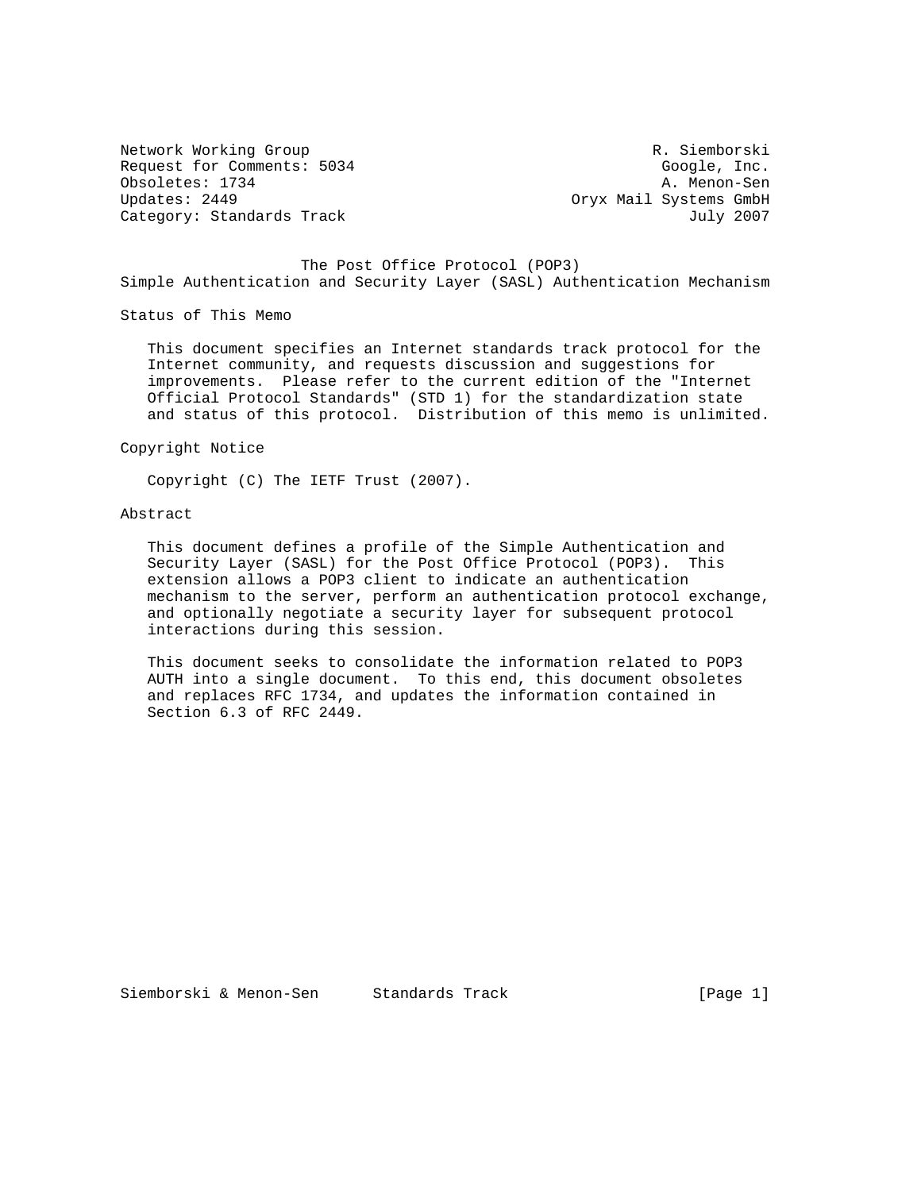Network Working Group R. Siemborski
Request for Comments: 5034 Google, Inc.
Obsoletes: 1734 A. Menon-Sen
Updates: 2449 Oryx Mail Systems GmbH
Category: Standards Track July 2007

# The Post Office Protocol (POP3) Simple Authentication and Security Layer (SASL) Authentication Mechanism

## Status of This Memo

This document specifies an Internet standards track protocol for the Internet community, and requests discussion and suggestions for improvements. Please refer to the current edition of the "Internet Official Protocol Standards" (STD 1) for the standardization state and status of this protocol. Distribution of this memo is unlimited.

## Copyright Notice

Copyright (C) The IETF Trust (2007).

## Abstract

This document defines a profile of the Simple Authentication and Security Layer (SASL) for the Post Office Protocol (POP3). This extension allows a POP3 client to indicate an authentication mechanism to the server, perform an authentication protocol exchange, and optionally negotiate a security layer for subsequent protocol interactions during this session.

This document seeks to consolidate the information related to POP3 AUTH into a single document. To this end, this document obsoletes and replaces RFC 1734, and updates the information contained in Section 6.3 of RFC 2449.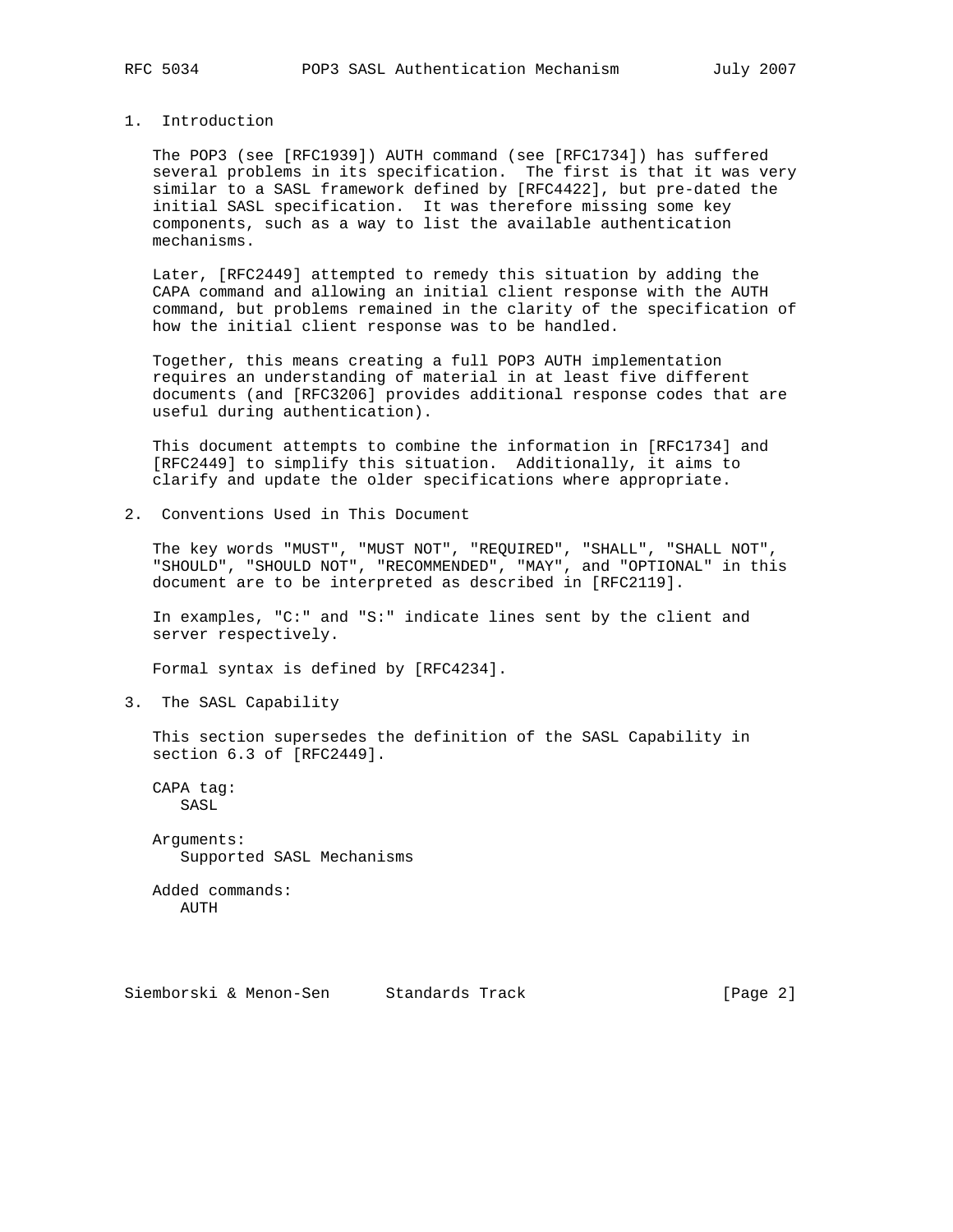## 1. Introduction

The POP3 (see [RFC1939]) AUTH command (see [RFC1734]) has suffered several problems in its specification. The first is that it was very similar to a SASL framework defined by [RFC4422], but pre-dated the initial SASL specification. It was therefore missing some key components, such as a way to list the available authentication mechanisms.

Later, [RFC2449] attempted to remedy this situation by adding the CAPA command and allowing an initial client response with the AUTH command, but problems remained in the clarity of the specification of how the initial client response was to be handled.

Together, this means creating a full POP3 AUTH implementation requires an understanding of material in at least five different documents (and [RFC3206] provides additional response codes that are useful during authentication).

This document attempts to combine the information in [RFC1734] and [RFC2449] to simplify this situation. Additionally, it aims to clarify and update the older specifications where appropriate.

## 2. Conventions Used in This Document

The key words "MUST", "MUST NOT", "REQUIRED", "SHALL", "SHALL NOT", "SHOULD", "SHOULD NOT", "RECOMMENDED", "MAY", and "OPTIONAL" in this document are to be interpreted as described in [RFC2119].

In examples, "C:" and "S:" indicate lines sent by the client and server respectively.

Formal syntax is defined by [RFC4234].

## 3. The SASL Capability

This section supersedes the definition of the SASL Capability in section 6.3 of [RFC2449].

CAPA tag:
   SASL

Arguments:
   Supported SASL Mechanisms

Added commands:
   AUTH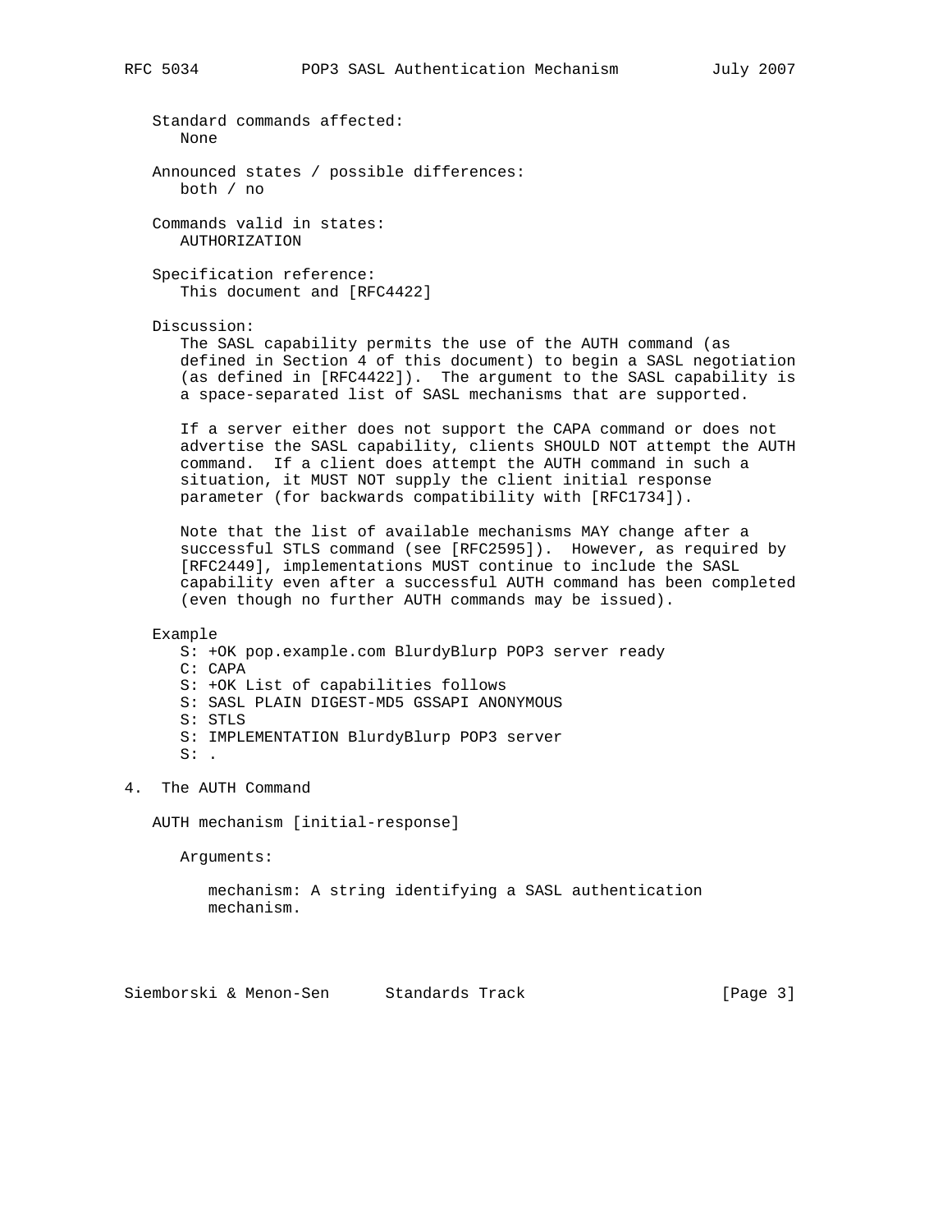Standard commands affected:
None

Announced states / possible differences:
both / no

Commands valid in states:
AUTHORIZATION

Specification reference:
This document and [RFC4422]

Discussion:

The SASL capability permits the use of the AUTH command (as defined in Section 4 of this document) to begin a SASL negotiation (as defined in [RFC4422]). The argument to the SASL capability is a space-separated list of SASL mechanisms that are supported.

If a server either does not support the CAPA command or does not advertise the SASL capability, clients SHOULD NOT attempt the AUTH command. If a client does attempt the AUTH command in such a situation, it MUST NOT supply the client initial response parameter (for backwards compatibility with [RFC1734]).

Note that the list of available mechanisms MAY change after a successful STLS command (see [RFC2595]). However, as required by [RFC2449], implementations MUST continue to include the SASL capability even after a successful AUTH command has been completed (even though no further AUTH commands may be issued).

Example

```
S: +OK pop.example.com BlurdyBlurp POP3 server ready
C: CAPA
S: +OK List of capabilities follows
S: SASL PLAIN DIGEST-MD5 GSSAPI ANONYMOUS
S: STLS
S: IMPLEMENTATION BlurdyBlurp POP3 server
S: .
```

## 4. The AUTH Command

AUTH mechanism [initial-response]

Arguments:

mechanism: A string identifying a SASL authentication mechanism.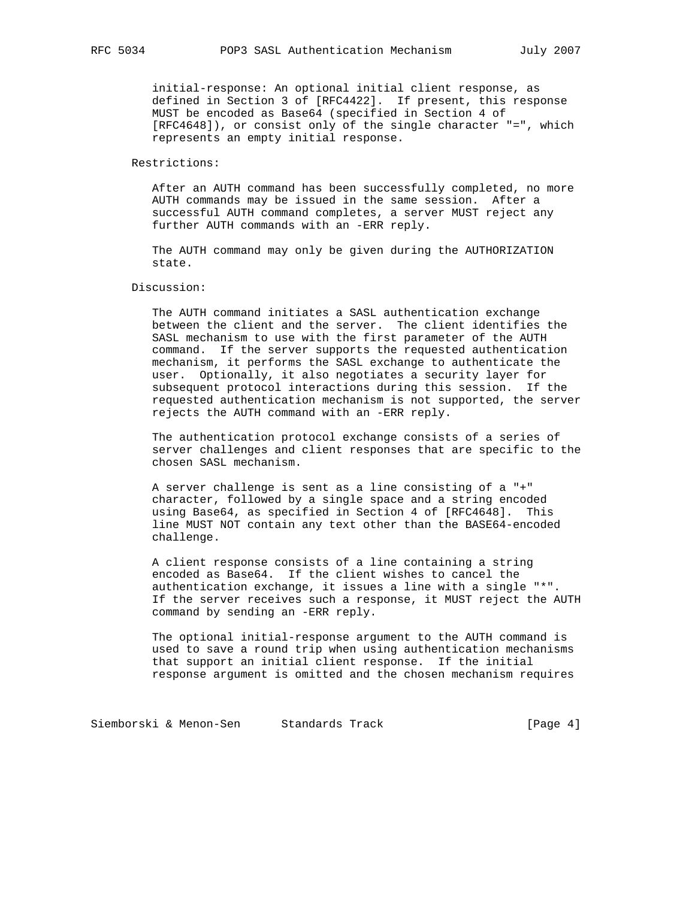initial-response: An optional initial client response, as defined in Section 3 of [RFC4422]. If present, this response MUST be encoded as Base64 (specified in Section 4 of [RFC4648]), or consist only of the single character "=", which represents an empty initial response.

Restrictions:

After an AUTH command has been successfully completed, no more AUTH commands may be issued in the same session. After a successful AUTH command completes, a server MUST reject any further AUTH commands with an -ERR reply.

The AUTH command may only be given during the AUTHORIZATION state.

Discussion:

The AUTH command initiates a SASL authentication exchange between the client and the server. The client identifies the SASL mechanism to use with the first parameter of the AUTH command. If the server supports the requested authentication mechanism, it performs the SASL exchange to authenticate the user. Optionally, it also negotiates a security layer for subsequent protocol interactions during this session. If the requested authentication mechanism is not supported, the server rejects the AUTH command with an -ERR reply.

The authentication protocol exchange consists of a series of server challenges and client responses that are specific to the chosen SASL mechanism.

A server challenge is sent as a line consisting of a "+" character, followed by a single space and a string encoded using Base64, as specified in Section 4 of [RFC4648]. This line MUST NOT contain any text other than the BASE64-encoded challenge.

A client response consists of a line containing a string encoded as Base64. If the client wishes to cancel the authentication exchange, it issues a line with a single "*". If the server receives such a response, it MUST reject the AUTH command by sending an -ERR reply.

The optional initial-response argument to the AUTH command is used to save a round trip when using authentication mechanisms that support an initial client response. If the initial response argument is omitted and the chosen mechanism requires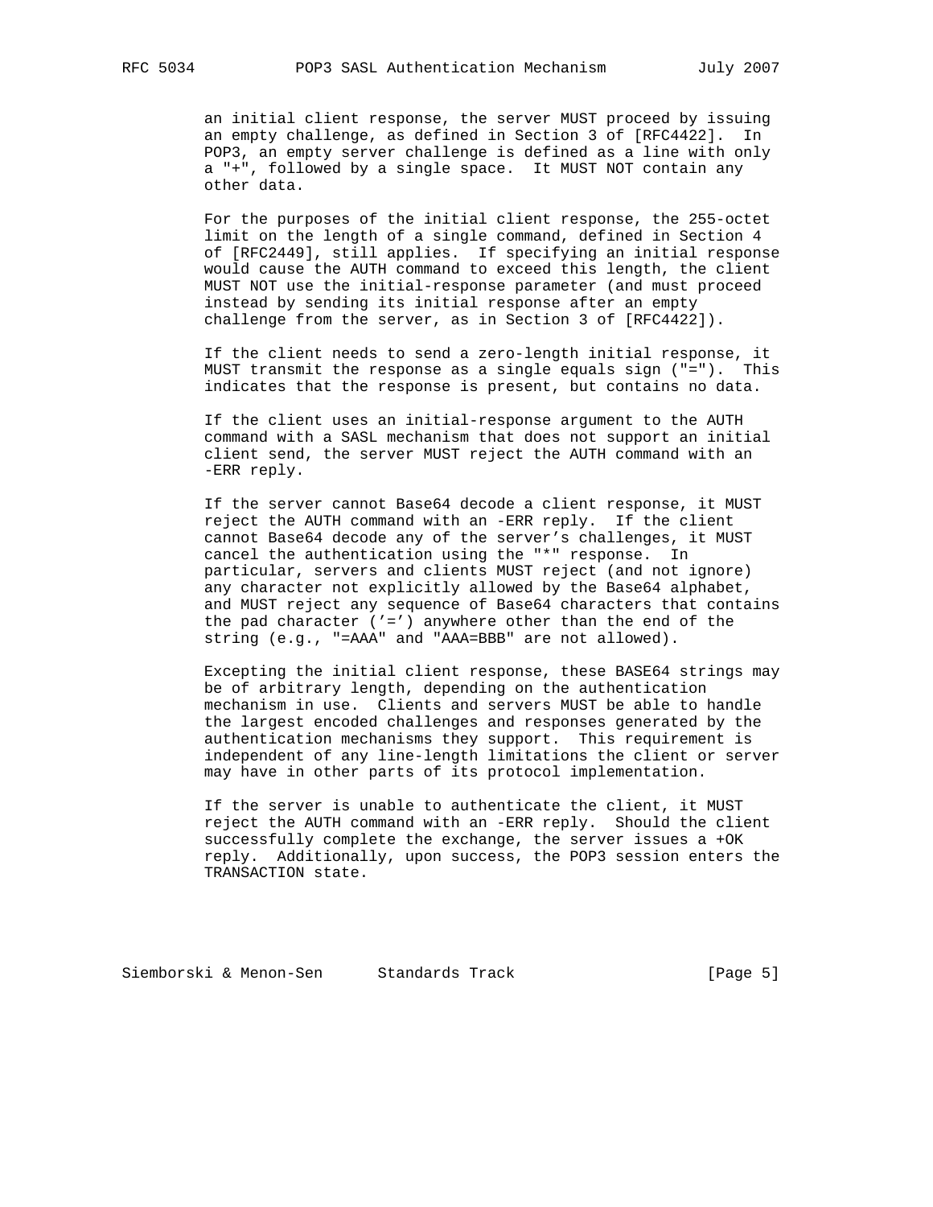an initial client response, the server MUST proceed by issuing an empty challenge, as defined in Section 3 of [RFC4422]. In POP3, an empty server challenge is defined as a line with only a "+", followed by a single space. It MUST NOT contain any other data.

For the purposes of the initial client response, the 255-octet limit on the length of a single command, defined in Section 4 of [RFC2449], still applies. If specifying an initial response would cause the AUTH command to exceed this length, the client MUST NOT use the initial-response parameter (and must proceed instead by sending its initial response after an empty challenge from the server, as in Section 3 of [RFC4422]).

If the client needs to send a zero-length initial response, it MUST transmit the response as a single equals sign ("="). This indicates that the response is present, but contains no data.

If the client uses an initial-response argument to the AUTH command with a SASL mechanism that does not support an initial client send, the server MUST reject the AUTH command with an -ERR reply.

If the server cannot Base64 decode a client response, it MUST reject the AUTH command with an -ERR reply. If the client cannot Base64 decode any of the server's challenges, it MUST cancel the authentication using the "*" response. In particular, servers and clients MUST reject (and not ignore) any character not explicitly allowed by the Base64 alphabet, and MUST reject any sequence of Base64 characters that contains the pad character ('=') anywhere other than the end of the string (e.g., "=AAA" and "AAA=BBB" are not allowed).

Excepting the initial client response, these BASE64 strings may be of arbitrary length, depending on the authentication mechanism in use. Clients and servers MUST be able to handle the largest encoded challenges and responses generated by the authentication mechanisms they support. This requirement is independent of any line-length limitations the client or server may have in other parts of its protocol implementation.

If the server is unable to authenticate the client, it MUST reject the AUTH command with an -ERR reply. Should the client successfully complete the exchange, the server issues a +OK reply. Additionally, upon success, the POP3 session enters the TRANSACTION state.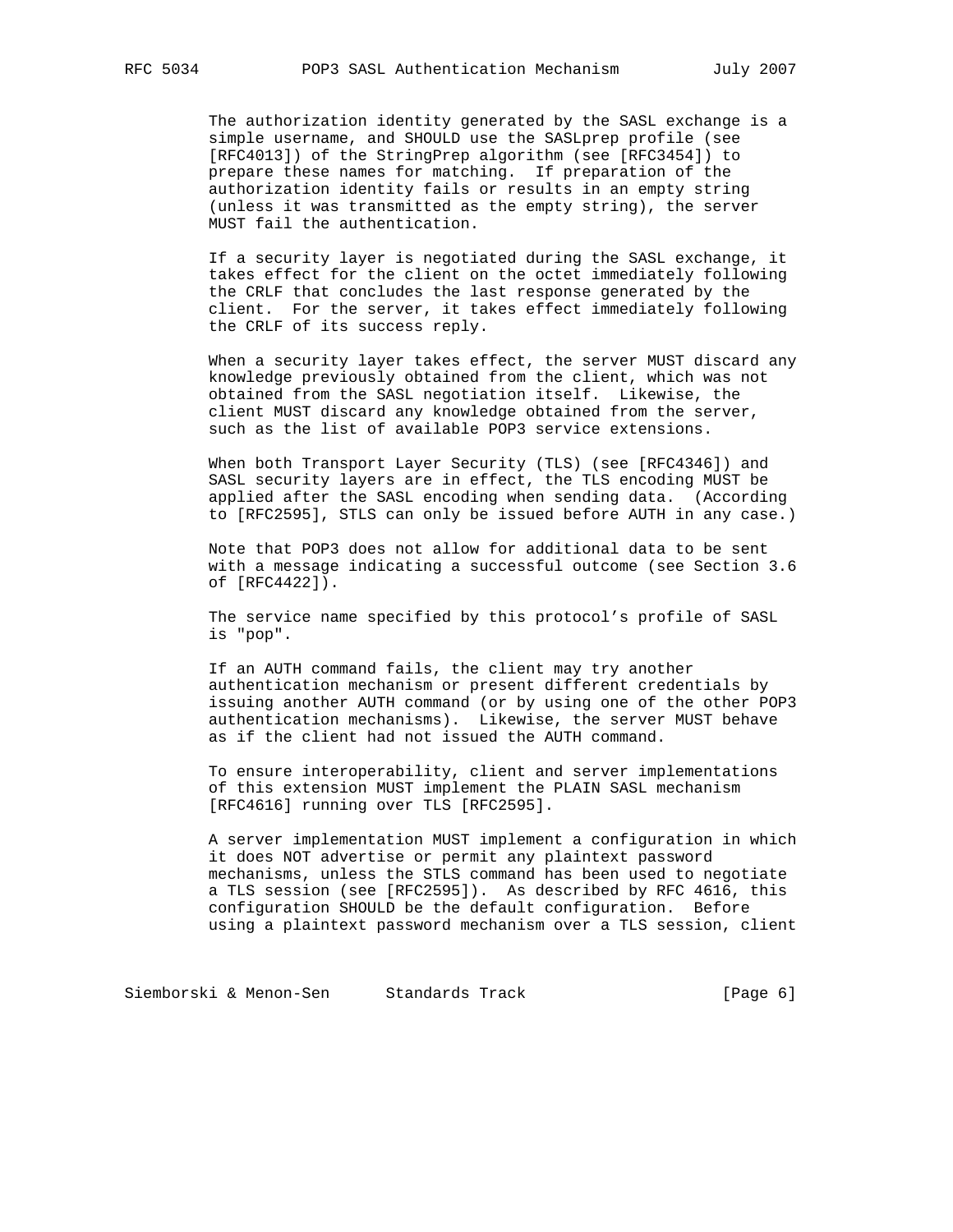The authorization identity generated by the SASL exchange is a simple username, and SHOULD use the SASLprep profile (see [RFC4013]) of the StringPrep algorithm (see [RFC3454]) to prepare these names for matching. If preparation of the authorization identity fails or results in an empty string (unless it was transmitted as the empty string), the server MUST fail the authentication.

If a security layer is negotiated during the SASL exchange, it takes effect for the client on the octet immediately following the CRLF that concludes the last response generated by the client. For the server, it takes effect immediately following the CRLF of its success reply.

When a security layer takes effect, the server MUST discard any knowledge previously obtained from the client, which was not obtained from the SASL negotiation itself. Likewise, the client MUST discard any knowledge obtained from the server, such as the list of available POP3 service extensions.

When both Transport Layer Security (TLS) (see [RFC4346]) and SASL security layers are in effect, the TLS encoding MUST be applied after the SASL encoding when sending data. (According to [RFC2595], STLS can only be issued before AUTH in any case.)

Note that POP3 does not allow for additional data to be sent with a message indicating a successful outcome (see Section 3.6 of [RFC4422]).

The service name specified by this protocol's profile of SASL is "pop".

If an AUTH command fails, the client may try another authentication mechanism or present different credentials by issuing another AUTH command (or by using one of the other POP3 authentication mechanisms). Likewise, the server MUST behave as if the client had not issued the AUTH command.

To ensure interoperability, client and server implementations of this extension MUST implement the PLAIN SASL mechanism [RFC4616] running over TLS [RFC2595].

A server implementation MUST implement a configuration in which it does NOT advertise or permit any plaintext password mechanisms, unless the STLS command has been used to negotiate a TLS session (see [RFC2595]). As described by RFC 4616, this configuration SHOULD be the default configuration. Before using a plaintext password mechanism over a TLS session, client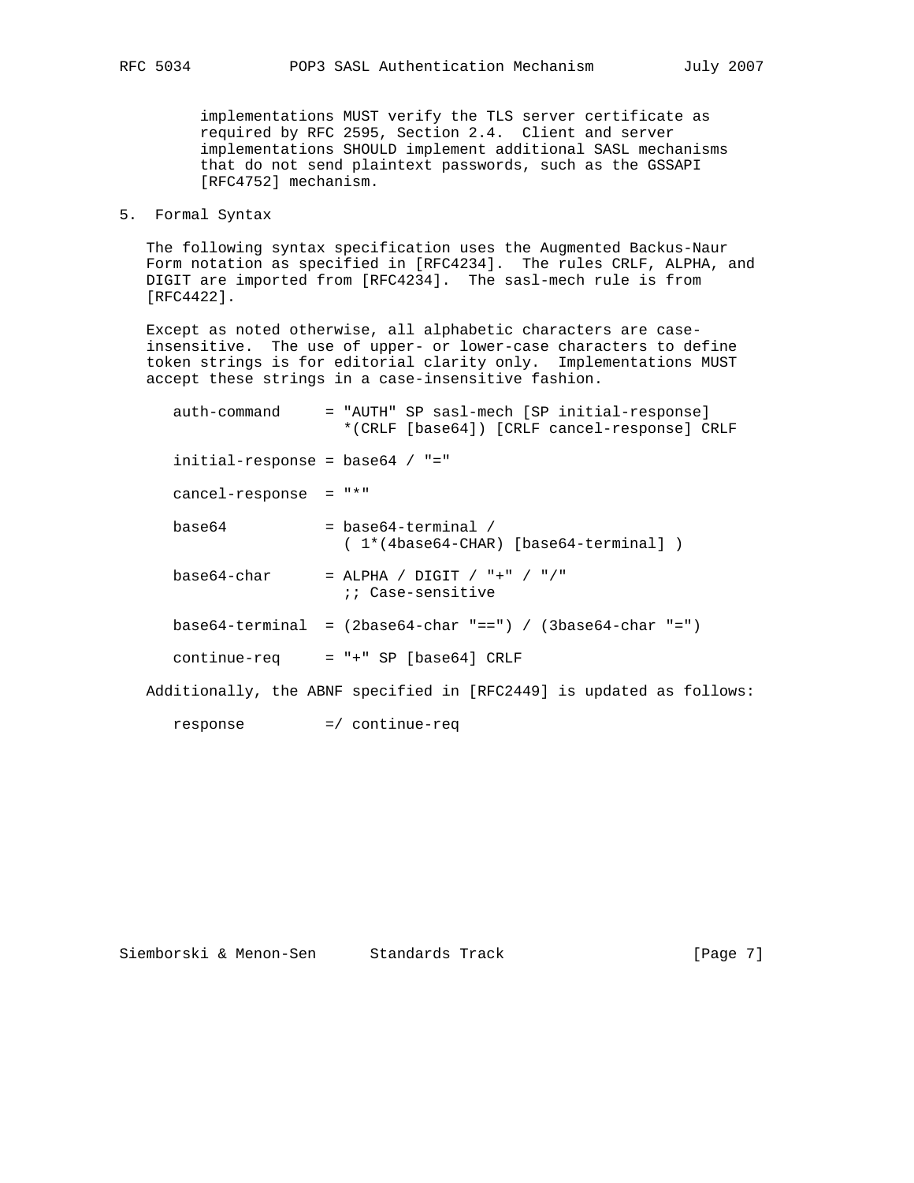implementations MUST verify the TLS server certificate as required by RFC 2595, Section 2.4. Client and server implementations SHOULD implement additional SASL mechanisms that do not send plaintext passwords, such as the GSSAPI [RFC4752] mechanism.

## 5. Formal Syntax

The following syntax specification uses the Augmented Backus-Naur Form notation as specified in [RFC4234]. The rules CRLF, ALPHA, and DIGIT are imported from [RFC4234]. The sasl-mech rule is from [RFC4422].

Except as noted otherwise, all alphabetic characters are case-insensitive. The use of upper- or lower-case characters to define token strings is for editorial clarity only. Implementations MUST accept these strings in a case-insensitive fashion.

```
auth-command     = "AUTH" SP sasl-mech [SP initial-response]
                   *(CRLF [base64]) [CRLF cancel-response] CRLF

initial-response = base64 / "="

cancel-response  = "*"

base64           = base64-terminal /
                   ( 1*(4base64-CHAR) [base64-terminal] )

base64-char      = ALPHA / DIGIT / "+" / "/"
                   ;; Case-sensitive

base64-terminal  = (2base64-char "==") / (3base64-char "=")

continue-req     = "+" SP [base64] CRLF
```

Additionally, the ABNF specified in [RFC2449] is updated as follows:

```
response         =/ continue-req
```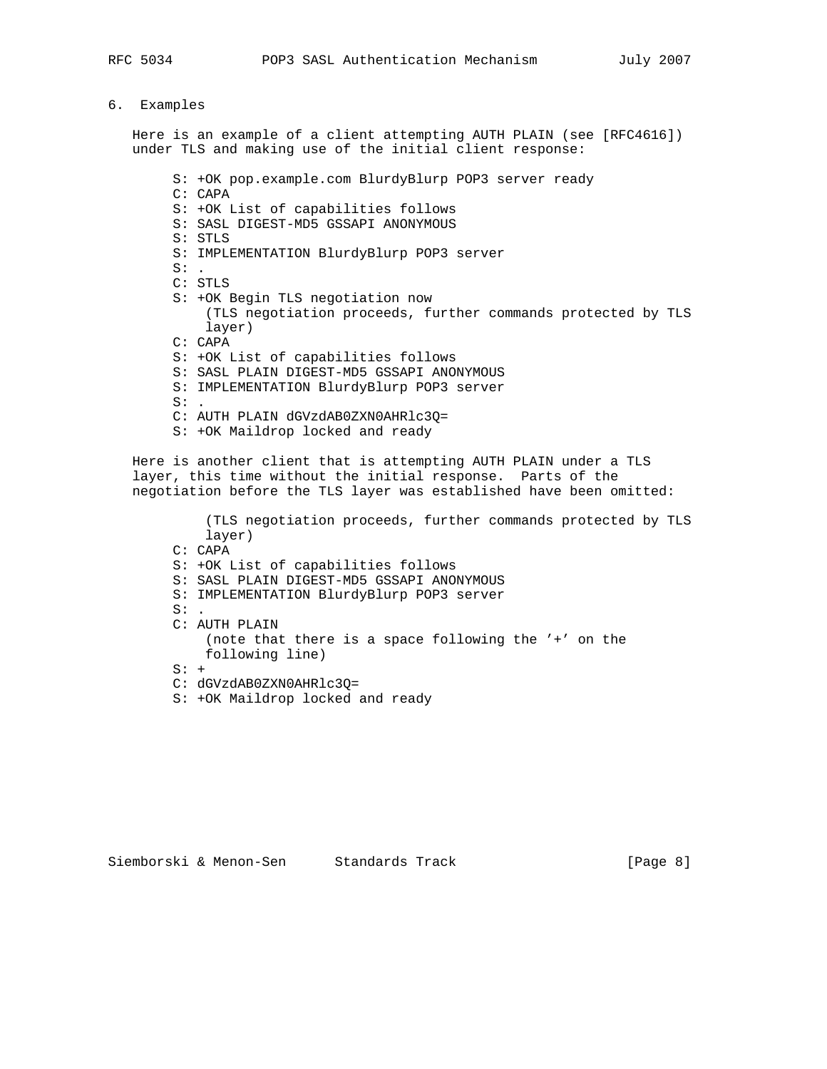## 6. Examples

Here is an example of a client attempting AUTH PLAIN (see [RFC4616]) under TLS and making use of the initial client response:

```
S: +OK pop.example.com BlurdyBlurp POP3 server ready
C: CAPA
S: +OK List of capabilities follows
S: SASL DIGEST-MD5 GSSAPI ANONYMOUS
S: STLS
S: IMPLEMENTATION BlurdyBlurp POP3 server
S: .
C: STLS
S: +OK Begin TLS negotiation now
   (TLS negotiation proceeds, further commands protected by TLS
   layer)
C: CAPA
S: +OK List of capabilities follows
S: SASL PLAIN DIGEST-MD5 GSSAPI ANONYMOUS
S: IMPLEMENTATION BlurdyBlurp POP3 server
S: .
C: AUTH PLAIN dGVzdAB0ZXN0AHRlc3Q=
S: +OK Maildrop locked and ready
```

Here is another client that is attempting AUTH PLAIN under a TLS layer, this time without the initial response. Parts of the negotiation before the TLS layer was established have been omitted:

```
   (TLS negotiation proceeds, further commands protected by TLS
   layer)
C: CAPA
S: +OK List of capabilities follows
S: SASL PLAIN DIGEST-MD5 GSSAPI ANONYMOUS
S: IMPLEMENTATION BlurdyBlurp POP3 server
S: .
C: AUTH PLAIN
   (note that there is a space following the '+' on the
   following line)
S: + 
C: dGVzdAB0ZXN0AHRlc3Q=
S: +OK Maildrop locked and ready
```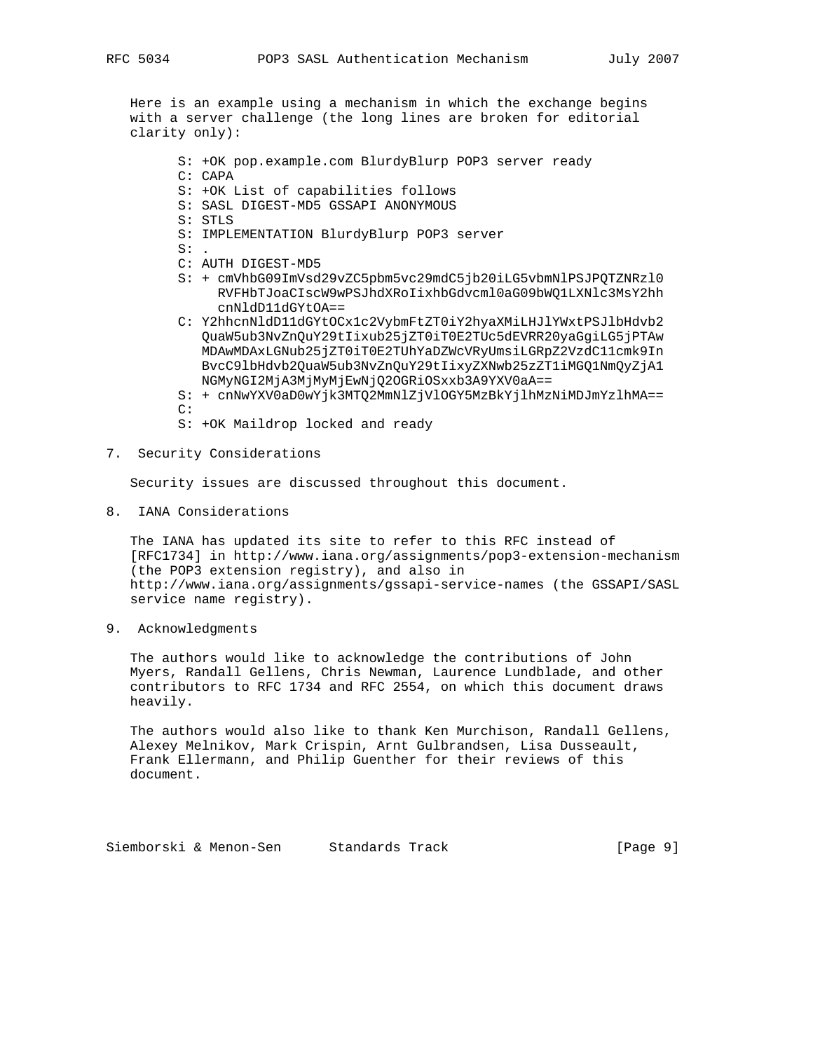Here is an example using a mechanism in which the exchange begins with a server challenge (the long lines are broken for editorial clarity only):

```
S: +OK pop.example.com BlurdyBlurp POP3 server ready
C: CAPA
S: +OK List of capabilities follows
S: SASL DIGEST-MD5 GSSAPI ANONYMOUS
S: STLS
S: IMPLEMENTATION BlurdyBlurp POP3 server
S: .
C: AUTH DIGEST-MD5
S: + cmVhbG09ImVsd29vZC5pbm5vc29mdC5jb20iLG5vbmNlPSJPQTZNRzl0
     RVFHbTJoaCIscW9wPSJhdXRoIixhbGdvcml0aG09bWQ1LXNlc3MsY2hh
     cnNldD11dGYtOA==
C: Y2hhcnNldD11dGYtOCx1c2VybmFtZT0iY2hyaXMiLHJlYWxtPSJlbHdvb2
   QuaW5ub3NvZnQuY29tIixub25jZT0iT0E2TUc5dEVRR20yaGgiLG5jPTAw
   MDAwMDAxLGNub25jZT0iT0E2TUhYaDZWcVRyUmsiLGRpZ2VzdC11cmk9In
   BvcC9lbHdvb2QuaW5ub3NvZnQuY29tIixyZXNwb25zZT1iMGQ1NmQyZjA1
   NGMyNGI2MjA3MjMyMjEwNjQ2OGRiOSxxb3A9YXV0aA==
S: + cnNwYXV0aD0wYjk3MTQ2MmNlZjVlOGY5MzBkYjlhMzNiMDJmYzlhMA==
C:
S: +OK Maildrop locked and ready
```

## 7. Security Considerations

Security issues are discussed throughout this document.

## 8. IANA Considerations

The IANA has updated its site to refer to this RFC instead of [RFC1734] in http://www.iana.org/assignments/pop3-extension-mechanism (the POP3 extension registry), and also in http://www.iana.org/assignments/gssapi-service-names (the GSSAPI/SASL service name registry).

## 9. Acknowledgments

The authors would like to acknowledge the contributions of John Myers, Randall Gellens, Chris Newman, Laurence Lundblade, and other contributors to RFC 1734 and RFC 2554, on which this document draws heavily.

The authors would also like to thank Ken Murchison, Randall Gellens, Alexey Melnikov, Mark Crispin, Arnt Gulbrandsen, Lisa Dusseault, Frank Ellermann, and Philip Guenther for their reviews of this document.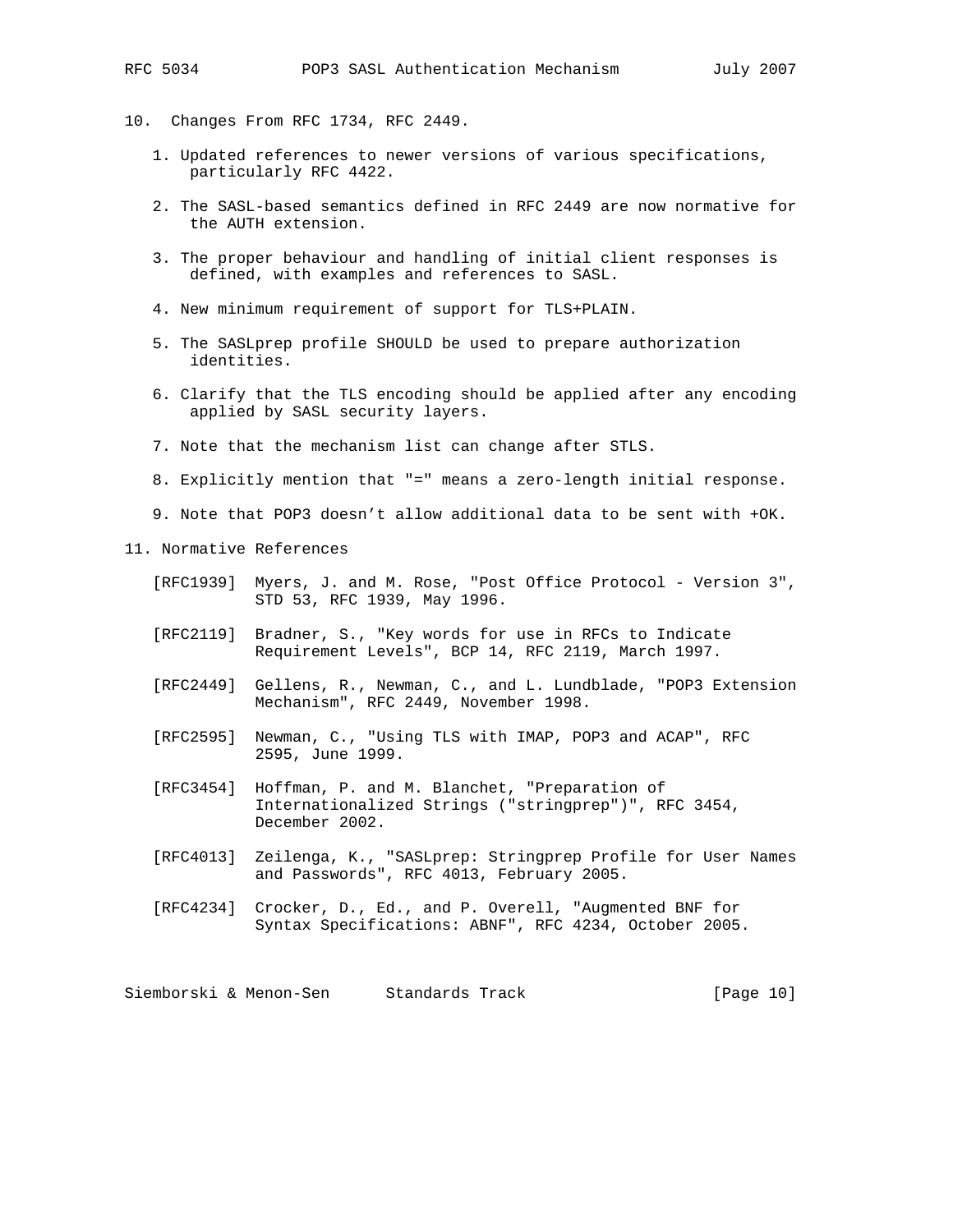## 10. Changes From RFC 1734, RFC 2449.

1. Updated references to newer versions of various specifications, particularly RFC 4422.

2. The SASL-based semantics defined in RFC 2449 are now normative for the AUTH extension.

3. The proper behaviour and handling of initial client responses is defined, with examples and references to SASL.

4. New minimum requirement of support for TLS+PLAIN.

5. The SASLprep profile SHOULD be used to prepare authorization identities.

6. Clarify that the TLS encoding should be applied after any encoding applied by SASL security layers.

7. Note that the mechanism list can change after STLS.

8. Explicitly mention that "=" means a zero-length initial response.

9. Note that POP3 doesn't allow additional data to be sent with +OK.

## 11. Normative References

[RFC1939] Myers, J. and M. Rose, "Post Office Protocol - Version 3", STD 53, RFC 1939, May 1996.

[RFC2119] Bradner, S., "Key words for use in RFCs to Indicate Requirement Levels", BCP 14, RFC 2119, March 1997.

[RFC2449] Gellens, R., Newman, C., and L. Lundblade, "POP3 Extension Mechanism", RFC 2449, November 1998.

[RFC2595] Newman, C., "Using TLS with IMAP, POP3 and ACAP", RFC 2595, June 1999.

[RFC3454] Hoffman, P. and M. Blanchet, "Preparation of Internationalized Strings ("stringprep")", RFC 3454, December 2002.

[RFC4013] Zeilenga, K., "SASLprep: Stringprep Profile for User Names and Passwords", RFC 4013, February 2005.

[RFC4234] Crocker, D., Ed., and P. Overell, "Augmented BNF for Syntax Specifications: ABNF", RFC 4234, October 2005.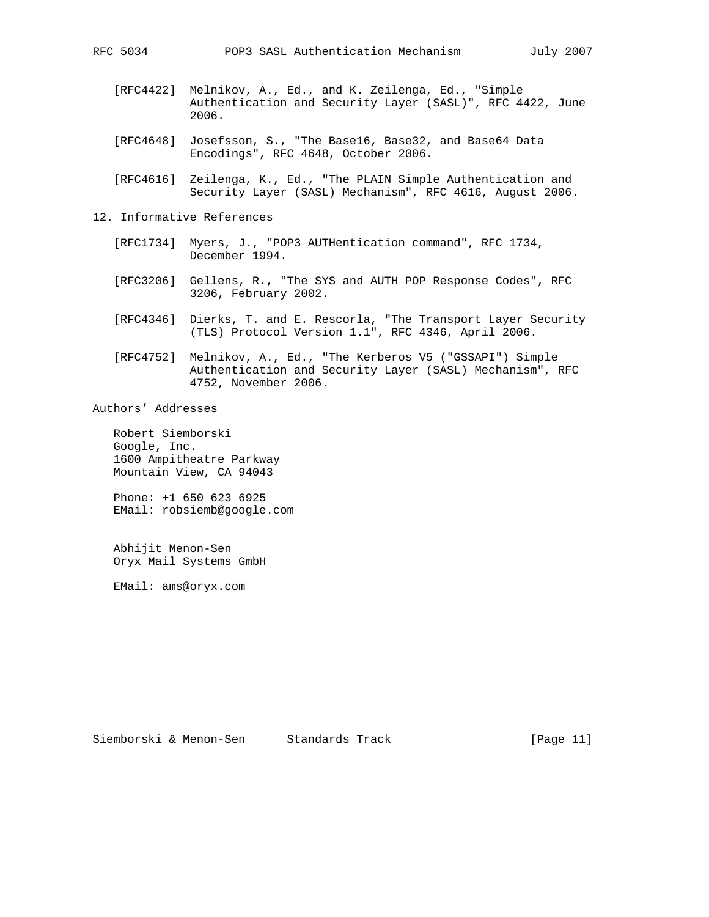[RFC4422] Melnikov, A., Ed., and K. Zeilenga, Ed., "Simple Authentication and Security Layer (SASL)", RFC 4422, June 2006.

[RFC4648] Josefsson, S., "The Base16, Base32, and Base64 Data Encodings", RFC 4648, October 2006.

[RFC4616] Zeilenga, K., Ed., "The PLAIN Simple Authentication and Security Layer (SASL) Mechanism", RFC 4616, August 2006.

## 12. Informative References

[RFC1734] Myers, J., "POP3 AUTHentication command", RFC 1734, December 1994.

[RFC3206] Gellens, R., "The SYS and AUTH POP Response Codes", RFC 3206, February 2002.

[RFC4346] Dierks, T. and E. Rescorla, "The Transport Layer Security (TLS) Protocol Version 1.1", RFC 4346, April 2006.

[RFC4752] Melnikov, A., Ed., "The Kerberos V5 ("GSSAPI") Simple Authentication and Security Layer (SASL) Mechanism", RFC 4752, November 2006.

## Authors' Addresses

Robert Siemborski
Google, Inc.
1600 Ampitheatre Parkway
Mountain View, CA 94043

Phone: +1 650 623 6925
EMail: robsiemb@google.com

Abhijit Menon-Sen
Oryx Mail Systems GmbH

EMail: ams@oryx.com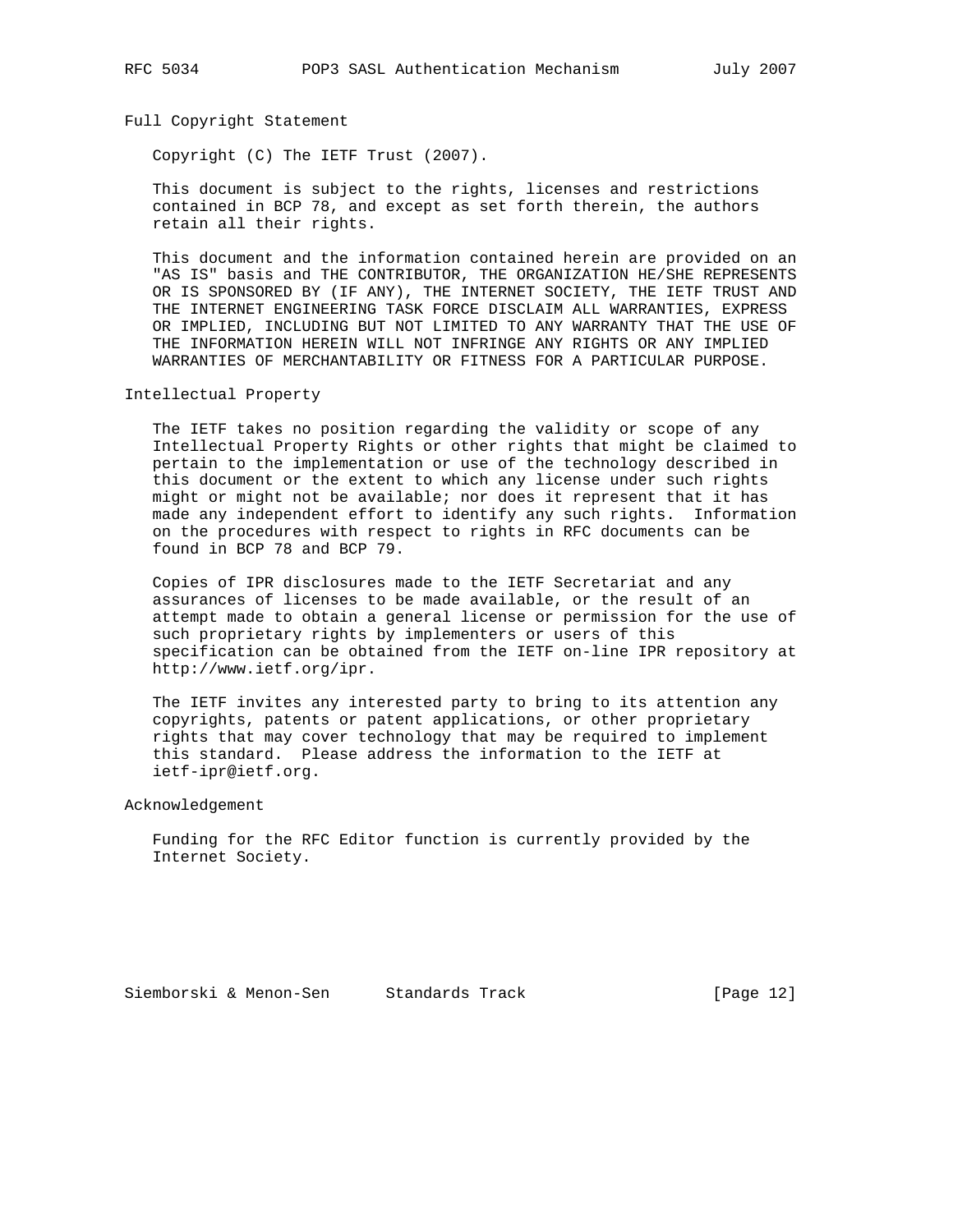## Full Copyright Statement

Copyright (C) The IETF Trust (2007).

This document is subject to the rights, licenses and restrictions contained in BCP 78, and except as set forth therein, the authors retain all their rights.

This document and the information contained herein are provided on an "AS IS" basis and THE CONTRIBUTOR, THE ORGANIZATION HE/SHE REPRESENTS OR IS SPONSORED BY (IF ANY), THE INTERNET SOCIETY, THE IETF TRUST AND THE INTERNET ENGINEERING TASK FORCE DISCLAIM ALL WARRANTIES, EXPRESS OR IMPLIED, INCLUDING BUT NOT LIMITED TO ANY WARRANTY THAT THE USE OF THE INFORMATION HEREIN WILL NOT INFRINGE ANY RIGHTS OR ANY IMPLIED WARRANTIES OF MERCHANTABILITY OR FITNESS FOR A PARTICULAR PURPOSE.

## Intellectual Property

The IETF takes no position regarding the validity or scope of any Intellectual Property Rights or other rights that might be claimed to pertain to the implementation or use of the technology described in this document or the extent to which any license under such rights might or might not be available; nor does it represent that it has made any independent effort to identify any such rights. Information on the procedures with respect to rights in RFC documents can be found in BCP 78 and BCP 79.

Copies of IPR disclosures made to the IETF Secretariat and any assurances of licenses to be made available, or the result of an attempt made to obtain a general license or permission for the use of such proprietary rights by implementers or users of this specification can be obtained from the IETF on-line IPR repository at http://www.ietf.org/ipr.

The IETF invites any interested party to bring to its attention any copyrights, patents or patent applications, or other proprietary rights that may cover technology that may be required to implement this standard. Please address the information to the IETF at ietf-ipr@ietf.org.

## Acknowledgement

Funding for the RFC Editor function is currently provided by the Internet Society.